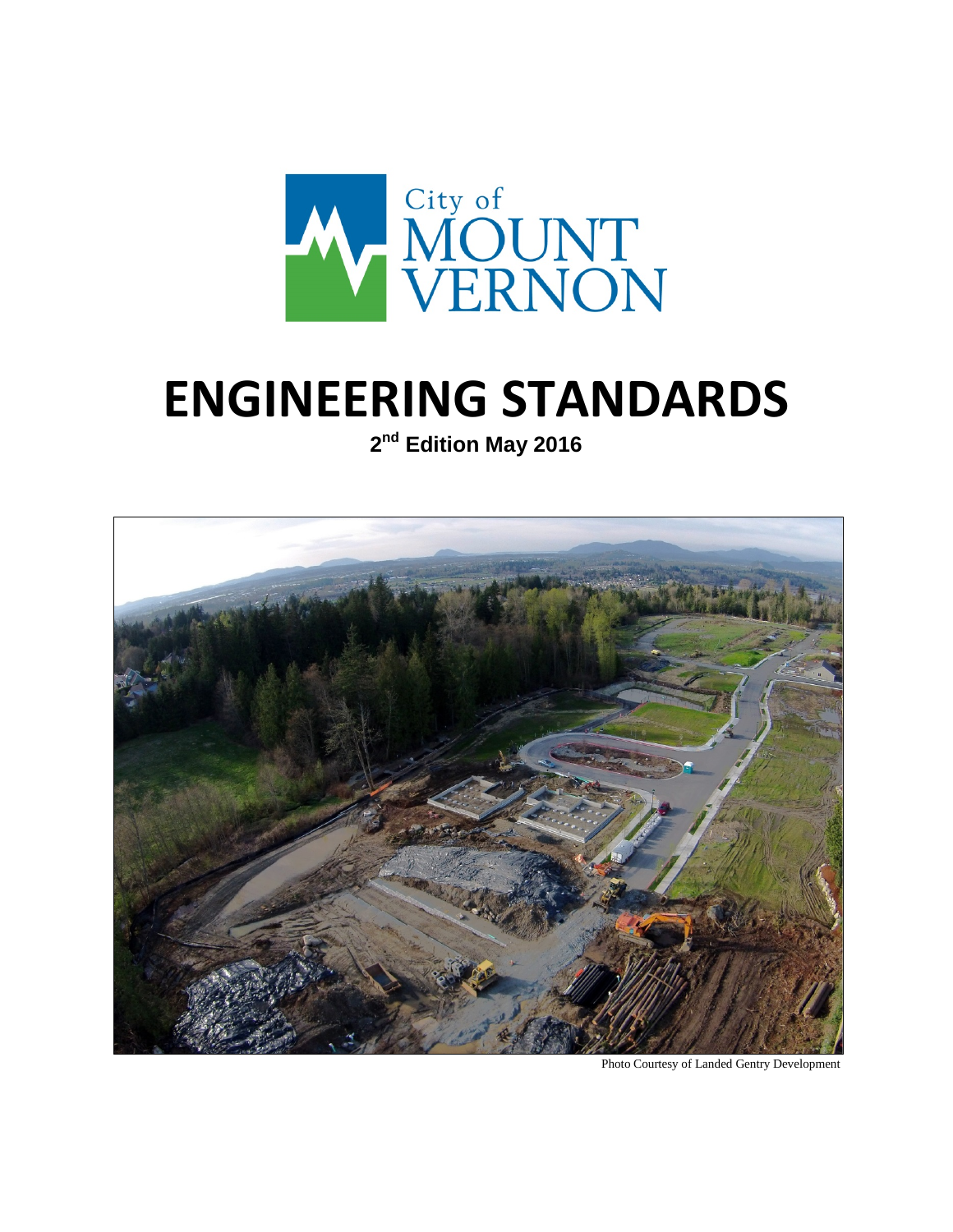City of
MOUNT
VERNON

# ENGINEERING STANDARDS

**2nd Edition May 2016**

Photo Courtesy of Landed Gentry Development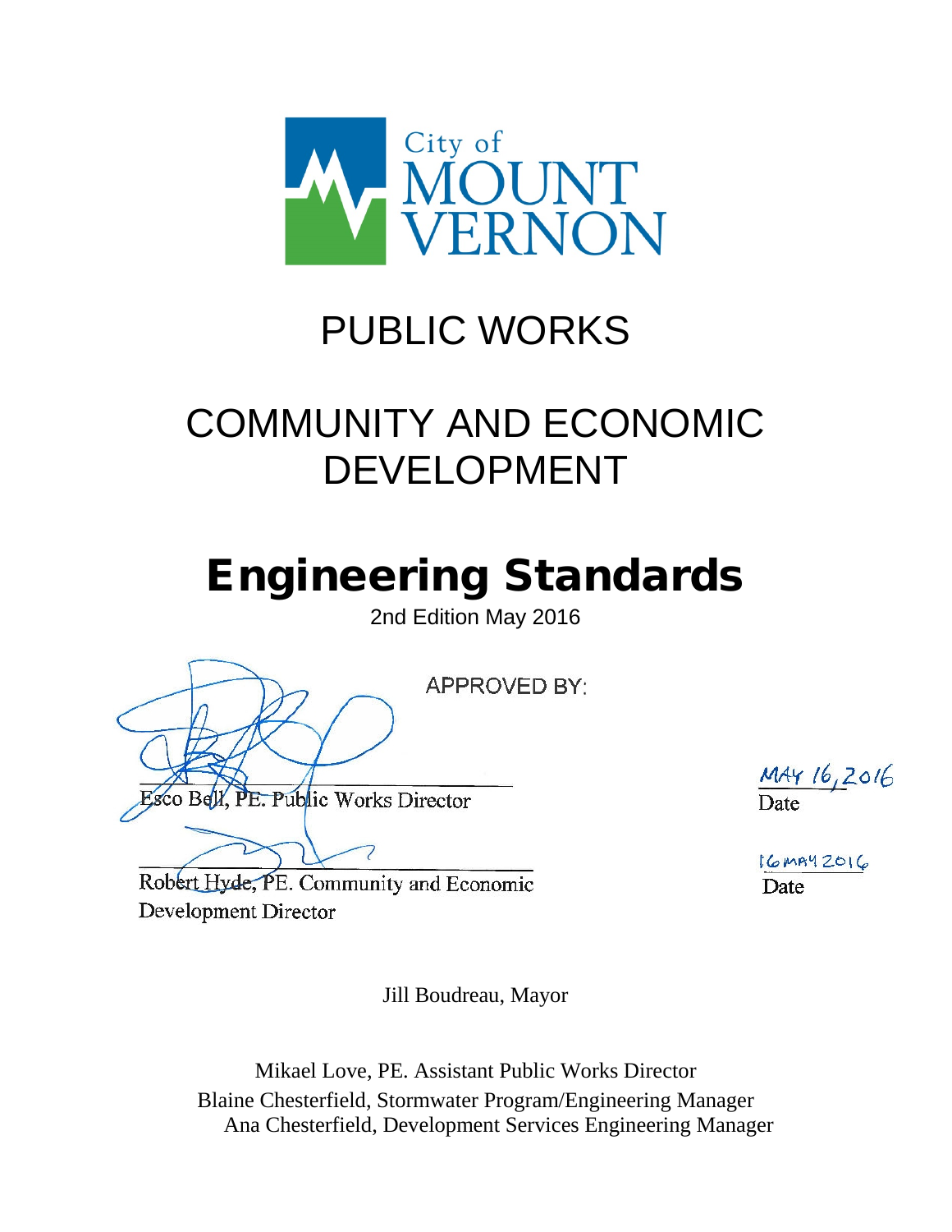City of MOUNT VERNON

# PUBLIC WORKS

# COMMUNITY AND ECONOMIC DEVELOPMENT

# Engineering Standards

2nd Edition May 2016

APPROVED BY:

Esco Bell, PE. Public Works Director — Date: MAY 16, 2016

Robert Hyde, PE. Community and Economic Development Director — Date: 16 MAY 2016

Jill Boudreau, Mayor

Mikael Love, PE. Assistant Public Works Director

Blaine Chesterfield, Stormwater Program/Engineering Manager

Ana Chesterfield, Development Services Engineering Manager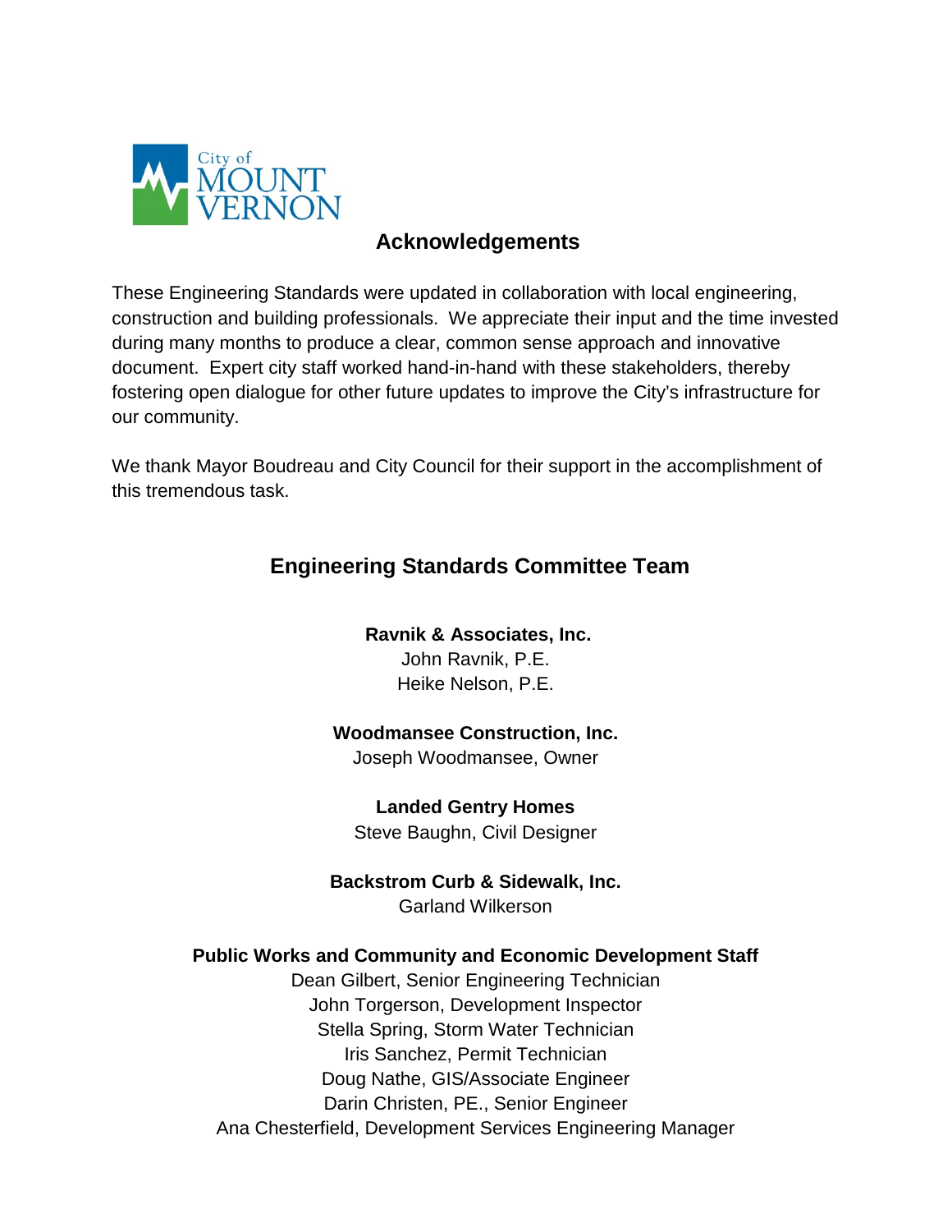City of MOUNT VERNON

# Acknowledgements

These Engineering Standards were updated in collaboration with local engineering, construction and building professionals. We appreciate their input and the time invested during many months to produce a clear, common sense approach and innovative document. Expert city staff worked hand-in-hand with these stakeholders, thereby fostering open dialogue for other future updates to improve the City's infrastructure for our community.

We thank Mayor Boudreau and City Council for their support in the accomplishment of this tremendous task.

## Engineering Standards Committee Team

**Ravnik & Associates, Inc.**
John Ravnik, P.E.
Heike Nelson, P.E.

**Woodmansee Construction, Inc.**
Joseph Woodmansee, Owner

**Landed Gentry Homes**
Steve Baughn, Civil Designer

**Backstrom Curb & Sidewalk, Inc.**
Garland Wilkerson

**Public Works and Community and Economic Development Staff**
Dean Gilbert, Senior Engineering Technician
John Torgerson, Development Inspector
Stella Spring, Storm Water Technician
Iris Sanchez, Permit Technician
Doug Nathe, GIS/Associate Engineer
Darin Christen, PE., Senior Engineer
Ana Chesterfield, Development Services Engineering Manager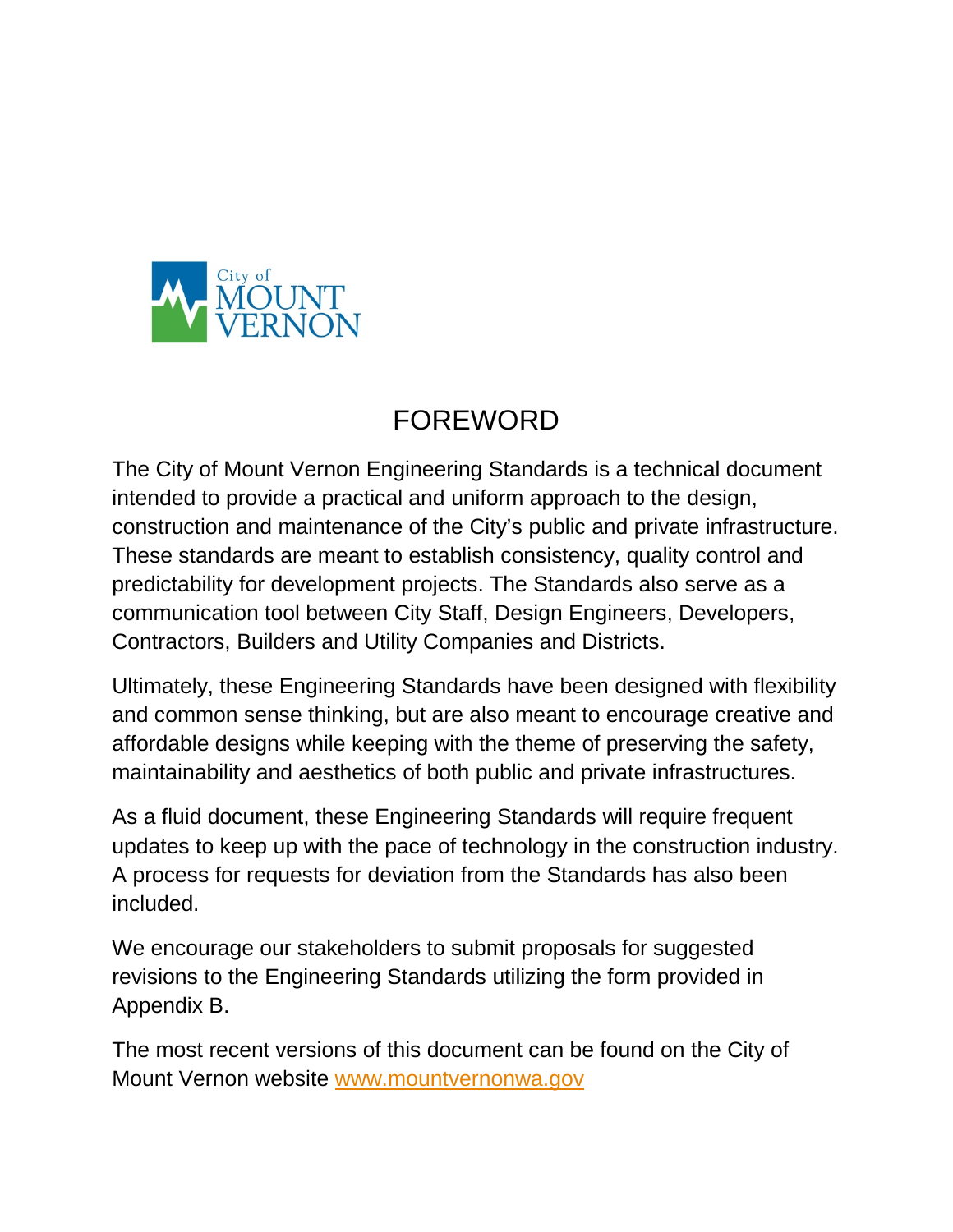City of MOUNT VERNON

# FOREWORD

The City of Mount Vernon Engineering Standards is a technical document intended to provide a practical and uniform approach to the design, construction and maintenance of the City's public and private infrastructure. These standards are meant to establish consistency, quality control and predictability for development projects. The Standards also serve as a communication tool between City Staff, Design Engineers, Developers, Contractors, Builders and Utility Companies and Districts.

Ultimately, these Engineering Standards have been designed with flexibility and common sense thinking, but are also meant to encourage creative and affordable designs while keeping with the theme of preserving the safety, maintainability and aesthetics of both public and private infrastructures.

As a fluid document, these Engineering Standards will require frequent updates to keep up with the pace of technology in the construction industry. A process for requests for deviation from the Standards has also been included.

We encourage our stakeholders to submit proposals for suggested revisions to the Engineering Standards utilizing the form provided in Appendix B.

The most recent versions of this document can be found on the City of Mount Vernon website www.mountvernonwa.gov